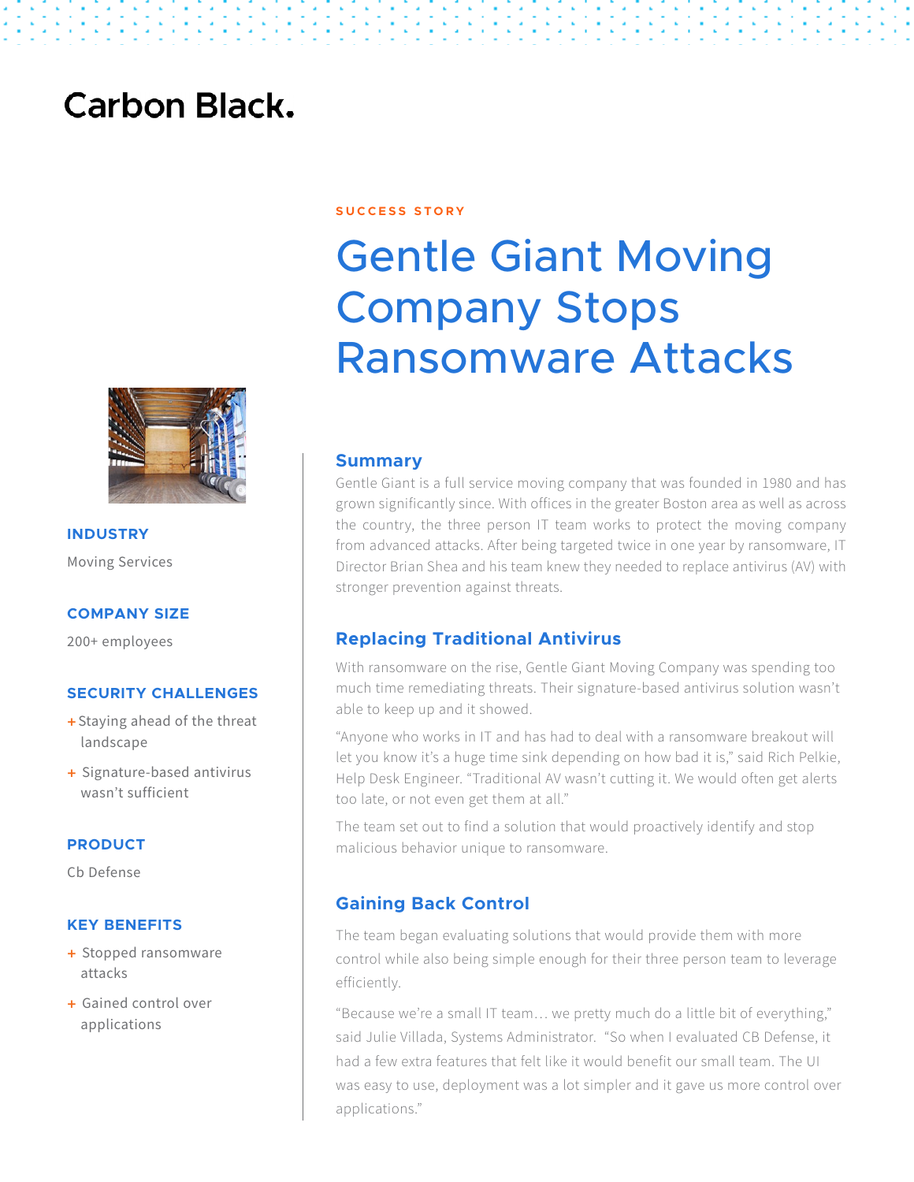Carbon Black.

SUCCESS STORY

# Gentle Giant Moving Company Stops Ransomware Attacks

**INDUSTRY**

Moving Services

**COMPANY SIZE**

200+ employees

**SECURITY CHALLENGES**

+ Staying ahead of the threat landscape
+ Signature-based antivirus wasn't sufficient

**PRODUCT**

Cb Defense

**KEY BENEFITS**

+ Stopped ransomware attacks
+ Gained control over applications

## Summary

Gentle Giant is a full service moving company that was founded in 1980 and has grown significantly since. With offices in the greater Boston area as well as across the country, the three person IT team works to protect the moving company from advanced attacks. After being targeted twice in one year by ransomware, IT Director Brian Shea and his team knew they needed to replace antivirus (AV) with stronger prevention against threats.

## Replacing Traditional Antivirus

With ransomware on the rise, Gentle Giant Moving Company was spending too much time remediating threats. Their signature-based antivirus solution wasn't able to keep up and it showed.

"Anyone who works in IT and has had to deal with a ransomware breakout will let you know it's a huge time sink depending on how bad it is," said Rich Pelkie, Help Desk Engineer. "Traditional AV wasn't cutting it. We would often get alerts too late, or not even get them at all."

The team set out to find a solution that would proactively identify and stop malicious behavior unique to ransomware.

## Gaining Back Control

The team began evaluating solutions that would provide them with more control while also being simple enough for their three person team to leverage efficiently.

"Because we're a small IT team… we pretty much do a little bit of everything," said Julie Villada, Systems Administrator. "So when I evaluated CB Defense, it had a few extra features that felt like it would benefit our small team. The UI was easy to use, deployment was a lot simpler and it gave us more control over applications."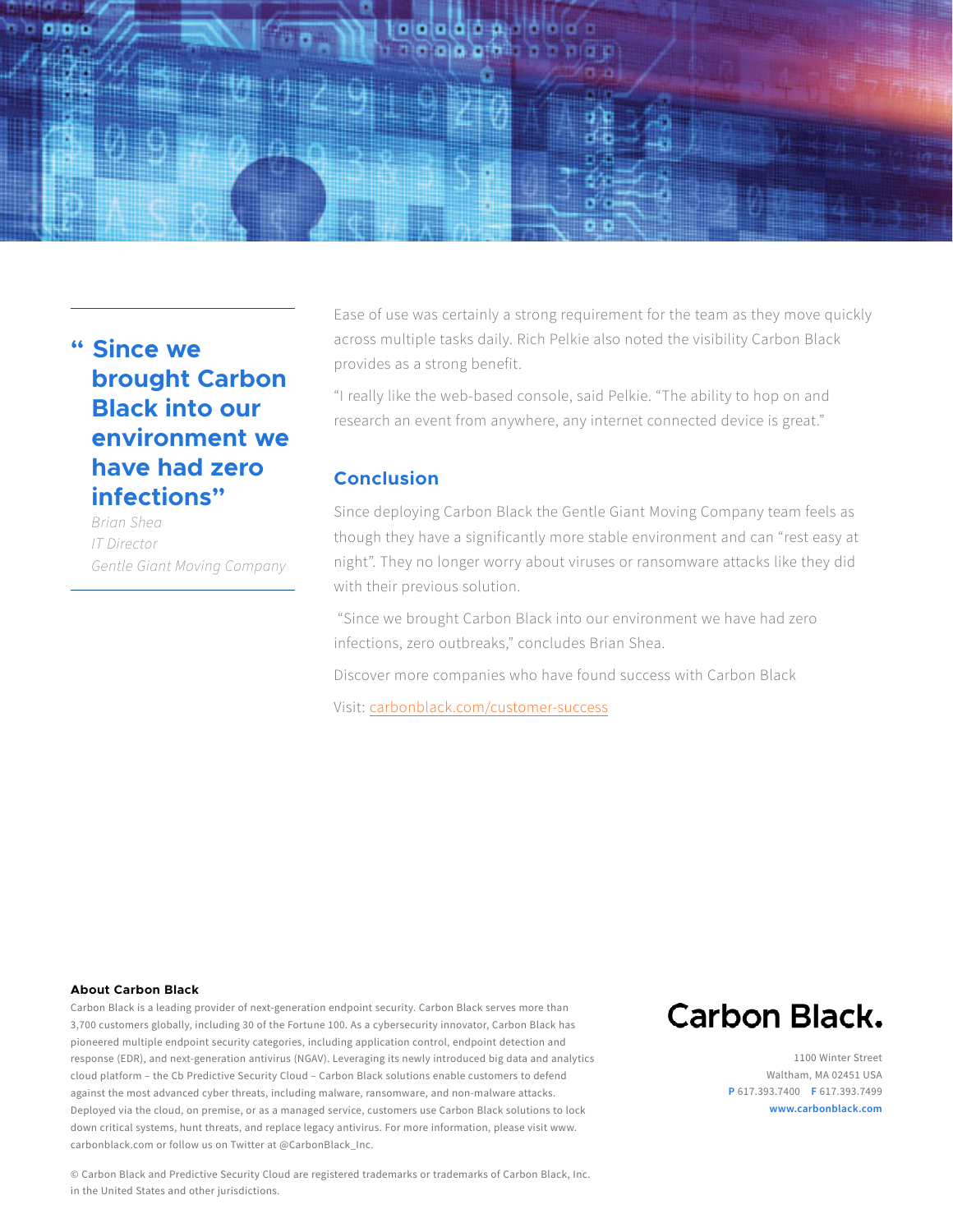> **"Since we brought Carbon Black into our environment we have had zero infections"**
>
> *Brian Shea*
> *IT Director*
> *Gentle Giant Moving Company*

Ease of use was certainly a strong requirement for the team as they move quickly across multiple tasks daily. Rich Pelkie also noted the visibility Carbon Black provides as a strong benefit.

"I really like the web-based console, said Pelkie. "The ability to hop on and research an event from anywhere, any internet connected device is great."

## Conclusion

Since deploying Carbon Black the Gentle Giant Moving Company team feels as though they have a significantly more stable environment and can "rest easy at night". They no longer worry about viruses or ransomware attacks like they did with their previous solution.

"Since we brought Carbon Black into our environment we have had zero infections, zero outbreaks," concludes Brian Shea.

Discover more companies who have found success with Carbon Black

Visit: carbonblack.com/customer-success

**About Carbon Black**

Carbon Black is a leading provider of next-generation endpoint security. Carbon Black serves more than 3,700 customers globally, including 30 of the Fortune 100. As a cybersecurity innovator, Carbon Black has pioneered multiple endpoint security categories, including application control, endpoint detection and response (EDR), and next-generation antivirus (NGAV). Leveraging its newly introduced big data and analytics cloud platform – the Cb Predictive Security Cloud – Carbon Black solutions enable customers to defend against the most advanced cyber threats, including malware, ransomware, and non-malware attacks. Deployed via the cloud, on premise, or as a managed service, customers use Carbon Black solutions to lock down critical systems, hunt threats, and replace legacy antivirus. For more information, please visit www.carbonblack.com or follow us on Twitter at @CarbonBlack_Inc.

© Carbon Black and Predictive Security Cloud are registered trademarks or trademarks of Carbon Black, Inc. in the United States and other jurisdictions.

Carbon Black.

1100 Winter Street
Waltham, MA 02451 USA
**P** 617.393.7400 **F** 617.393.7499
**www.carbonblack.com**